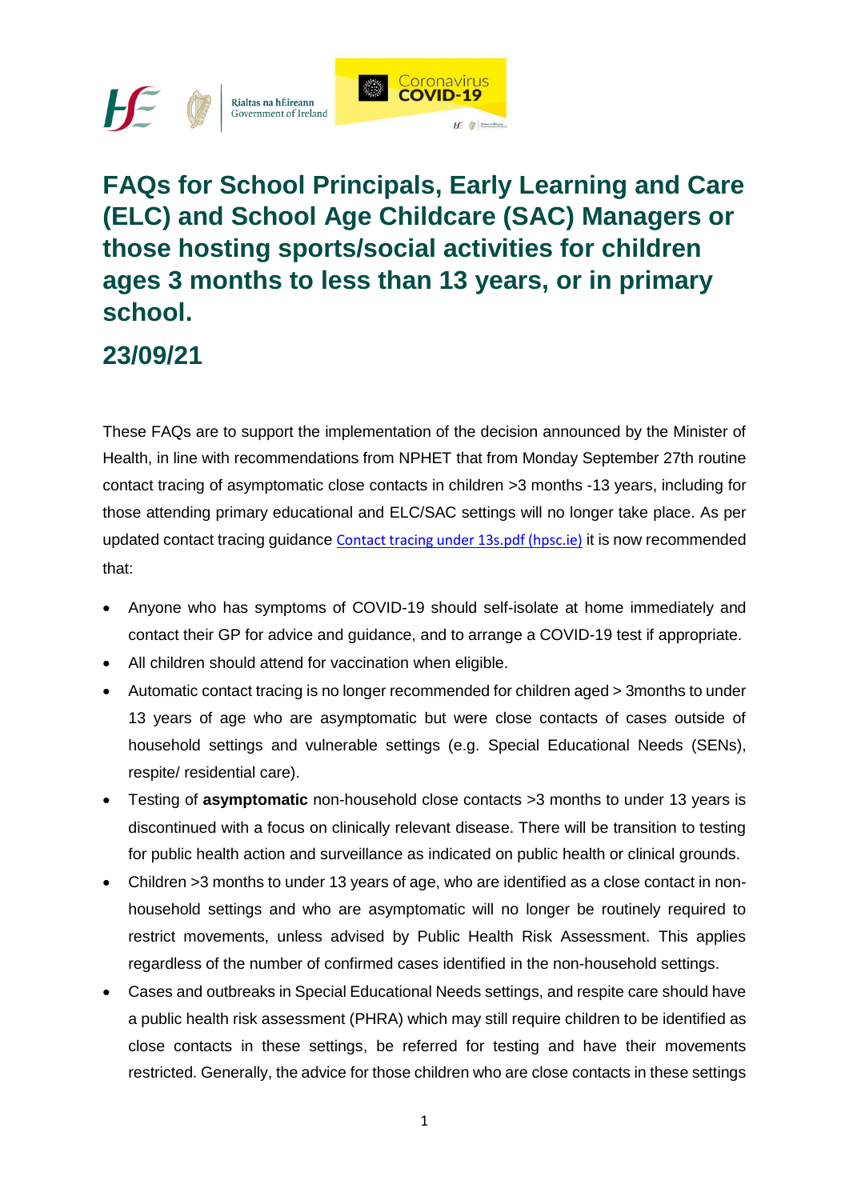# FAQs for School Principals, Early Learning and Care (ELC) and School Age Childcare (SAC) Managers or those hosting sports/social activities for children ages 3 months to less than 13 years, or in primary school.

## 23/09/21

These FAQs are to support the implementation of the decision announced by the Minister of Health, in line with recommendations from NPHET that from Monday September 27th routine contact tracing of asymptomatic close contacts in children >3 months -13 years, including for those attending primary educational and ELC/SAC settings will no longer take place. As per updated contact tracing guidance [Contact tracing under 13s.pdf (hpsc.ie)](Contact tracing under 13s.pdf (hpsc.ie)) it is now recommended that:

- Anyone who has symptoms of COVID-19 should self-isolate at home immediately and contact their GP for advice and guidance, and to arrange a COVID-19 test if appropriate.
- All children should attend for vaccination when eligible.
- Automatic contact tracing is no longer recommended for children aged > 3months to under 13 years of age who are asymptomatic but were close contacts of cases outside of household settings and vulnerable settings (e.g. Special Educational Needs (SENs), respite/ residential care).
- Testing of **asymptomatic** non-household close contacts >3 months to under 13 years is discontinued with a focus on clinically relevant disease. There will be transition to testing for public health action and surveillance as indicated on public health or clinical grounds.
- Children >3 months to under 13 years of age, who are identified as a close contact in non-household settings and who are asymptomatic will no longer be routinely required to restrict movements, unless advised by Public Health Risk Assessment. This applies regardless of the number of confirmed cases identified in the non-household settings.
- Cases and outbreaks in Special Educational Needs settings, and respite care should have a public health risk assessment (PHRA) which may still require children to be identified as close contacts in these settings, be referred for testing and have their movements restricted. Generally, the advice for those children who are close contacts in these settings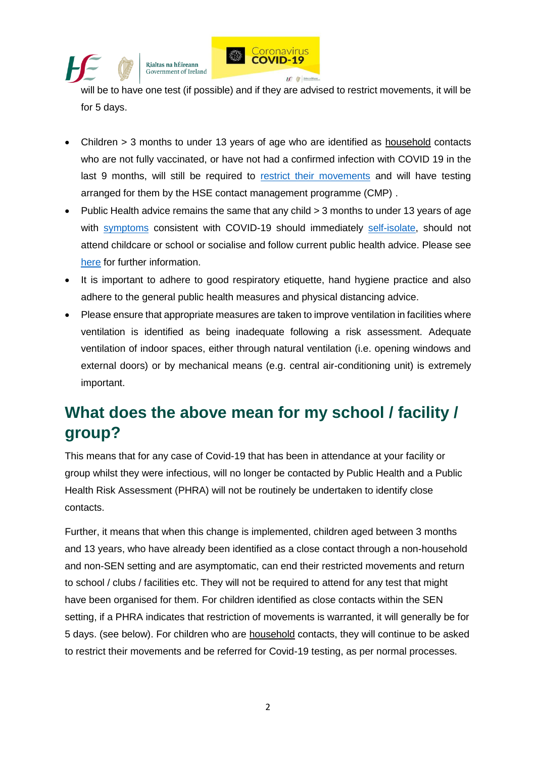will be to have one test (if possible) and if they are advised to restrict movements, it will be for 5 days.

- Children > 3 months to under 13 years of age who are identified as household contacts who are not fully vaccinated, or have not had a confirmed infection with COVID 19 in the last 9 months, will still be required to restrict their movements and will have testing arranged for them by the HSE contact management programme (CMP) .
- Public Health advice remains the same that any child > 3 months to under 13 years of age with symptoms consistent with COVID-19 should immediately self-isolate, should not attend childcare or school or socialise and follow current public health advice. Please see here for further information.
- It is important to adhere to good respiratory etiquette, hand hygiene practice and also adhere to the general public health measures and physical distancing advice.
- Please ensure that appropriate measures are taken to improve ventilation in facilities where ventilation is identified as being inadequate following a risk assessment. Adequate ventilation of indoor spaces, either through natural ventilation (i.e. opening windows and external doors) or by mechanical means (e.g. central air-conditioning unit) is extremely important.

## What does the above mean for my school / facility / group?

This means that for any case of Covid-19 that has been in attendance at your facility or group whilst they were infectious, will no longer be contacted by Public Health and a Public Health Risk Assessment (PHRA) will not be routinely be undertaken to identify close contacts.

Further, it means that when this change is implemented, children aged between 3 months and 13 years, who have already been identified as a close contact through a non-household and non-SEN setting and are asymptomatic, can end their restricted movements and return to school / clubs / facilities etc. They will not be required to attend for any test that might have been organised for them. For children identified as close contacts within the SEN setting, if a PHRA indicates that restriction of movements is warranted, it will generally be for 5 days. (see below). For children who are household contacts, they will continue to be asked to restrict their movements and be referred for Covid-19 testing, as per normal processes.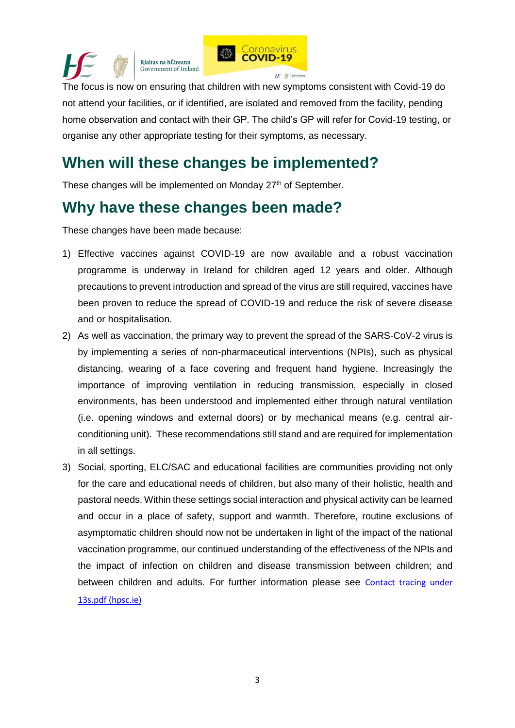The focus is now on ensuring that children with new symptoms consistent with Covid-19 do not attend your facilities, or if identified, are isolated and removed from the facility, pending home observation and contact with their GP. The child's GP will refer for Covid-19 testing, or organise any other appropriate testing for their symptoms, as necessary.

## When will these changes be implemented?

These changes will be implemented on Monday 27th of September.

## Why have these changes been made?

These changes have been made because:

1) Effective vaccines against COVID-19 are now available and a robust vaccination programme is underway in Ireland for children aged 12 years and older. Although precautions to prevent introduction and spread of the virus are still required, vaccines have been proven to reduce the spread of COVID-19 and reduce the risk of severe disease and or hospitalisation.
2) As well as vaccination, the primary way to prevent the spread of the SARS-CoV-2 virus is by implementing a series of non-pharmaceutical interventions (NPIs), such as physical distancing, wearing of a face covering and frequent hand hygiene. Increasingly the importance of improving ventilation in reducing transmission, especially in closed environments, has been understood and implemented either through natural ventilation (i.e. opening windows and external doors) or by mechanical means (e.g. central air-conditioning unit). These recommendations still stand and are required for implementation in all settings.
3) Social, sporting, ELC/SAC and educational facilities are communities providing not only for the care and educational needs of children, but also many of their holistic, health and pastoral needs. Within these settings social interaction and physical activity can be learned and occur in a place of safety, support and warmth. Therefore, routine exclusions of asymptomatic children should now not be undertaken in light of the impact of the national vaccination programme, our continued understanding of the effectiveness of the NPIs and the impact of infection on children and disease transmission between children; and between children and adults. For further information please see Contact tracing under 13s.pdf (hpsc.ie)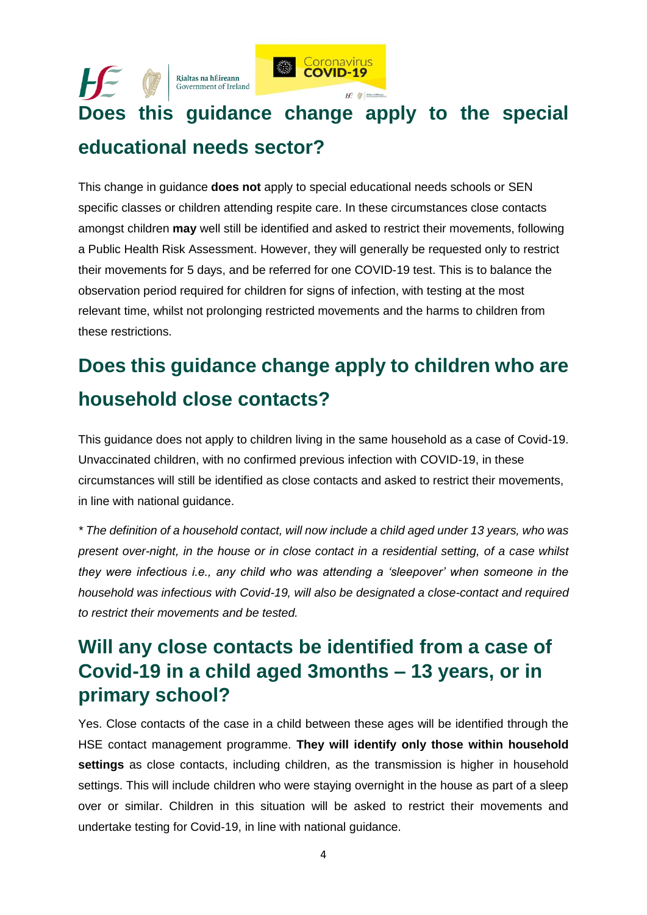## Does this guidance change apply to the special educational needs sector?

This change in guidance **does not** apply to special educational needs schools or SEN specific classes or children attending respite care. In these circumstances close contacts amongst children **may** well still be identified and asked to restrict their movements, following a Public Health Risk Assessment. However, they will generally be requested only to restrict their movements for 5 days, and be referred for one COVID-19 test. This is to balance the observation period required for children for signs of infection, with testing at the most relevant time, whilst not prolonging restricted movements and the harms to children from these restrictions.

## Does this guidance change apply to children who are household close contacts?

This guidance does not apply to children living in the same household as a case of Covid-19. Unvaccinated children, with no confirmed previous infection with COVID-19, in these circumstances will still be identified as close contacts and asked to restrict their movements, in line with national guidance.

*\* The definition of a household contact, will now include a child aged under 13 years, who was present over-night, in the house or in close contact in a residential setting, of a case whilst they were infectious i.e., any child who was attending a 'sleepover' when someone in the household was infectious with Covid-19, will also be designated a close-contact and required to restrict their movements and be tested.*

## Will any close contacts be identified from a case of Covid-19 in a child aged 3months – 13 years, or in primary school?

Yes. Close contacts of the case in a child between these ages will be identified through the HSE contact management programme. **They will identify only those within household settings** as close contacts, including children, as the transmission is higher in household settings. This will include children who were staying overnight in the house as part of a sleep over or similar. Children in this situation will be asked to restrict their movements and undertake testing for Covid-19, in line with national guidance.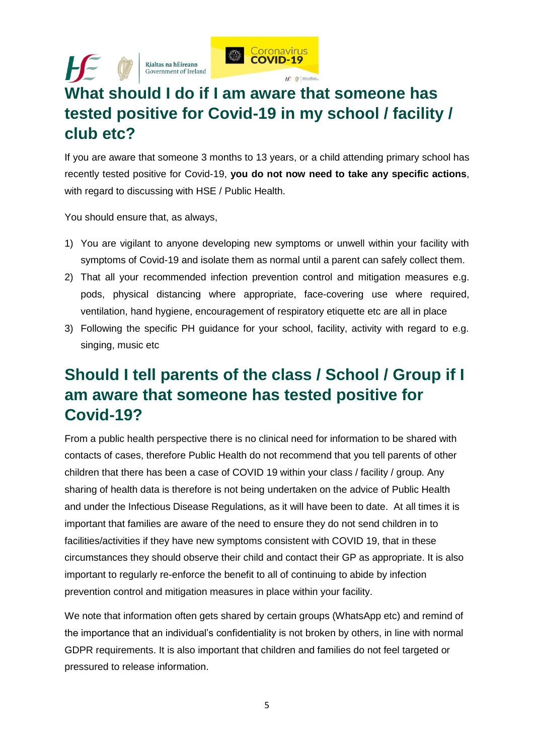## What should I do if I am aware that someone has tested positive for Covid-19 in my school / facility / club etc?

If you are aware that someone 3 months to 13 years, or a child attending primary school has recently tested positive for Covid-19, **you do not now need to take any specific actions**, with regard to discussing with HSE / Public Health.

You should ensure that, as always,

1) You are vigilant to anyone developing new symptoms or unwell within your facility with symptoms of Covid-19 and isolate them as normal until a parent can safely collect them.
2) That all your recommended infection prevention control and mitigation measures e.g. pods, physical distancing where appropriate, face-covering use where required, ventilation, hand hygiene, encouragement of respiratory etiquette etc are all in place
3) Following the specific PH guidance for your school, facility, activity with regard to e.g. singing, music etc

## Should I tell parents of the class / School / Group if I am aware that someone has tested positive for Covid-19?

From a public health perspective there is no clinical need for information to be shared with contacts of cases, therefore Public Health do not recommend that you tell parents of other children that there has been a case of COVID 19 within your class / facility / group. Any sharing of health data is therefore is not being undertaken on the advice of Public Health and under the Infectious Disease Regulations, as it will have been to date. At all times it is important that families are aware of the need to ensure they do not send children in to facilities/activities if they have new symptoms consistent with COVID 19, that in these circumstances they should observe their child and contact their GP as appropriate. It is also important to regularly re-enforce the benefit to all of continuing to abide by infection prevention control and mitigation measures in place within your facility.

We note that information often gets shared by certain groups (WhatsApp etc) and remind of the importance that an individual's confidentiality is not broken by others, in line with normal GDPR requirements. It is also important that children and families do not feel targeted or pressured to release information.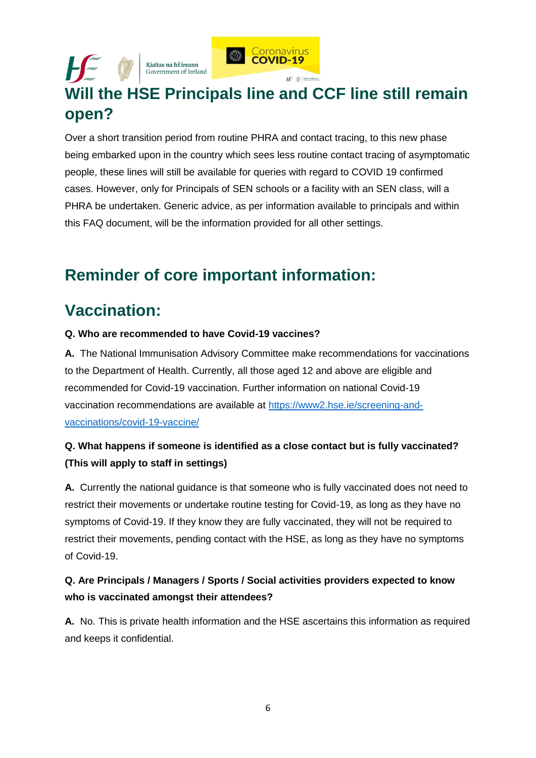## Will the HSE Principals line and CCF line still remain open?

Over a short transition period from routine PHRA and contact tracing, to this new phase being embarked upon in the country which sees less routine contact tracing of asymptomatic people, these lines will still be available for queries with regard to COVID 19 confirmed cases. However, only for Principals of SEN schools or a facility with an SEN class, will a PHRA be undertaken. Generic advice, as per information available to principals and within this FAQ document, will be the information provided for all other settings.

## Reminder of core important information:

## Vaccination:

**Q. Who are recommended to have Covid-19 vaccines?**

**A.** The National Immunisation Advisory Committee make recommendations for vaccinations to the Department of Health. Currently, all those aged 12 and above are eligible and recommended for Covid-19 vaccination. Further information on national Covid-19 vaccination recommendations are available at [https://www2.hse.ie/screening-and-vaccinations/covid-19-vaccine/](https://www2.hse.ie/screening-and-vaccinations/covid-19-vaccine/)

**Q. What happens if someone is identified as a close contact but is fully vaccinated? (This will apply to staff in settings)**

**A.** Currently the national guidance is that someone who is fully vaccinated does not need to restrict their movements or undertake routine testing for Covid-19, as long as they have no symptoms of Covid-19. If they know they are fully vaccinated, they will not be required to restrict their movements, pending contact with the HSE, as long as they have no symptoms of Covid-19.

**Q. Are Principals / Managers / Sports / Social activities providers expected to know who is vaccinated amongst their attendees?**

**A.** No. This is private health information and the HSE ascertains this information as required and keeps it confidential.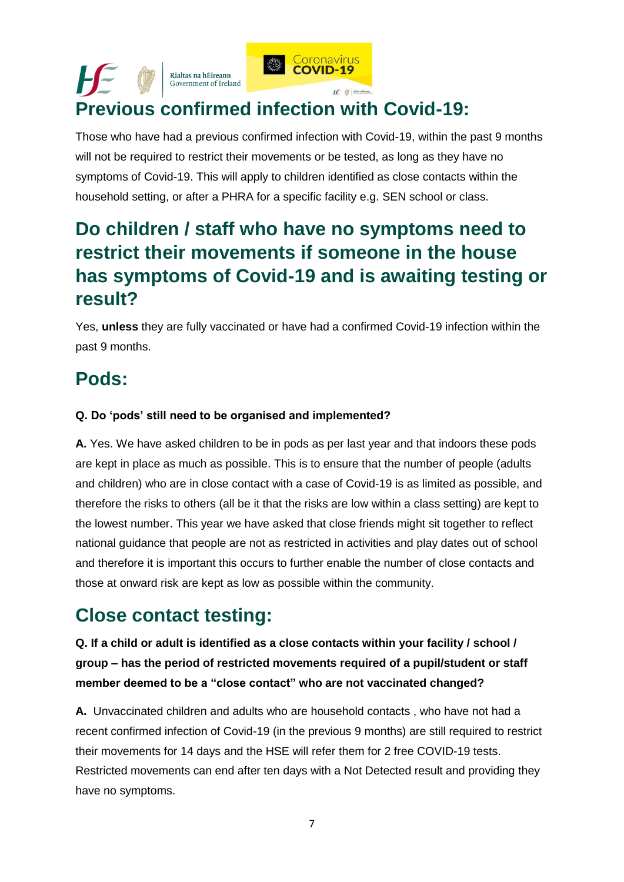## Previous confirmed infection with Covid-19:

Those who have had a previous confirmed infection with Covid-19, within the past 9 months will not be required to restrict their movements or be tested, as long as they have no symptoms of Covid-19. This will apply to children identified as close contacts within the household setting, or after a PHRA for a specific facility e.g. SEN school or class.

## Do children / staff who have no symptoms need to restrict their movements if someone in the house has symptoms of Covid-19 and is awaiting testing or result?

Yes, **unless** they are fully vaccinated or have had a confirmed Covid-19 infection within the past 9 months.

## Pods:

**Q. Do 'pods' still need to be organised and implemented?**

**A.** Yes. We have asked children to be in pods as per last year and that indoors these pods are kept in place as much as possible. This is to ensure that the number of people (adults and children) who are in close contact with a case of Covid-19 is as limited as possible, and therefore the risks to others (all be it that the risks are low within a class setting) are kept to the lowest number. This year we have asked that close friends might sit together to reflect national guidance that people are not as restricted in activities and play dates out of school and therefore it is important this occurs to further enable the number of close contacts and those at onward risk are kept as low as possible within the community.

## Close contact testing:

**Q. If a child or adult is identified as a close contacts within your facility / school / group – has the period of restricted movements required of a pupil/student or staff member deemed to be a "close contact" who are not vaccinated changed?**

**A.** Unvaccinated children and adults who are household contacts , who have not had a recent confirmed infection of Covid-19 (in the previous 9 months) are still required to restrict their movements for 14 days and the HSE will refer them for 2 free COVID-19 tests. Restricted movements can end after ten days with a Not Detected result and providing they have no symptoms.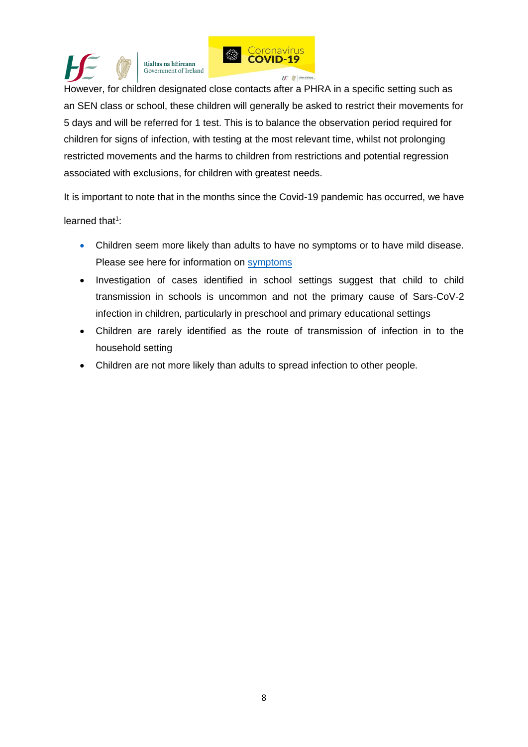However, for children designated close contacts after a PHRA in a specific setting such as an SEN class or school, these children will generally be asked to restrict their movements for 5 days and will be referred for 1 test. This is to balance the observation period required for children for signs of infection, with testing at the most relevant time, whilst not prolonging restricted movements and the harms to children from restrictions and potential regression associated with exclusions, for children with greatest needs.

It is important to note that in the months since the Covid-19 pandemic has occurred, we have learned that[1]:

- Children seem more likely than adults to have no symptoms or to have mild disease. Please see here for information on [symptoms](symptoms)
- Investigation of cases identified in school settings suggest that child to child transmission in schools is uncommon and not the primary cause of Sars-CoV-2 infection in children, particularly in preschool and primary educational settings
- Children are rarely identified as the route of transmission of infection in to the household setting
- Children are not more likely than adults to spread infection to other people.